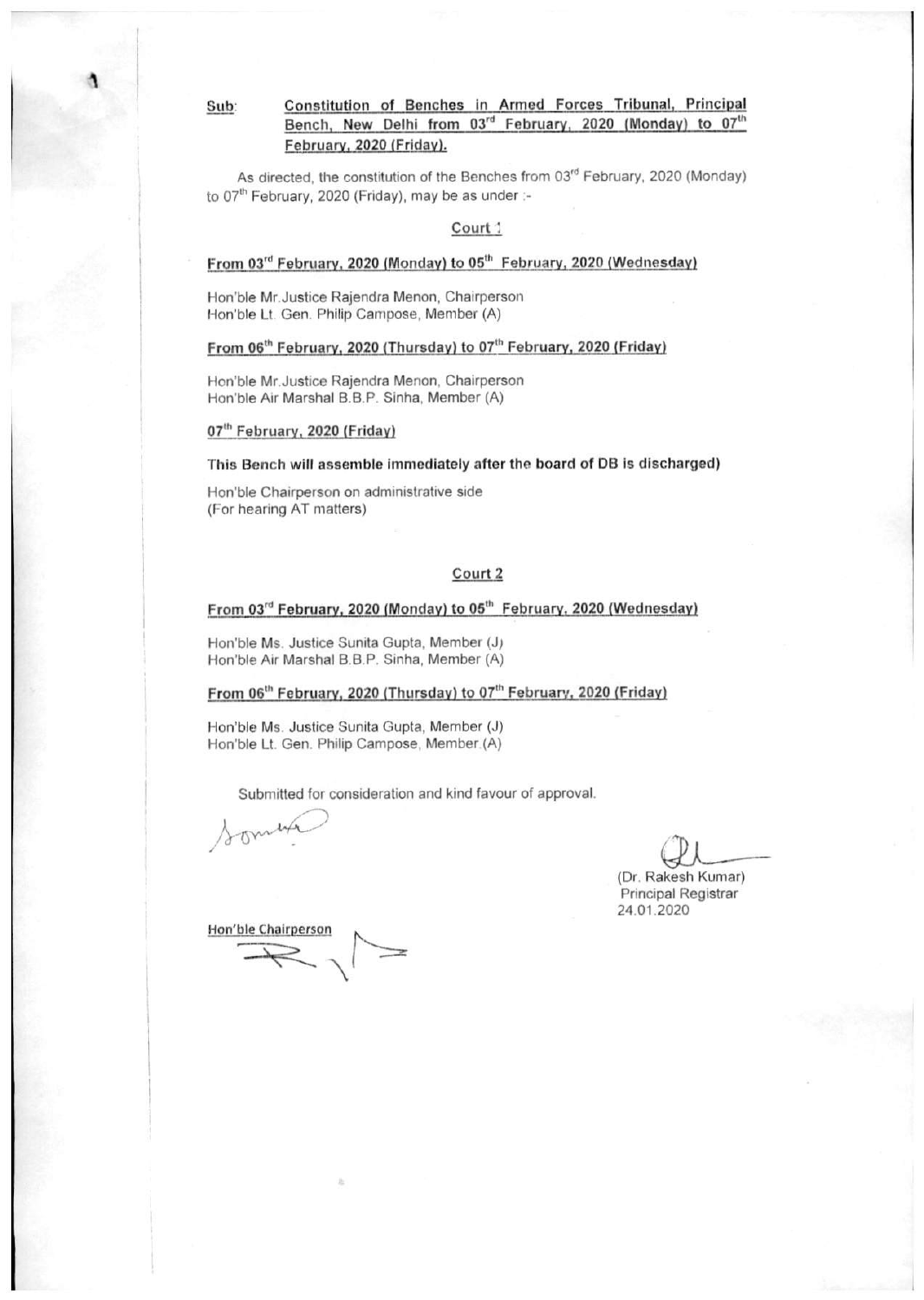**Sub:** **Constitution of Benches in Armed Forces Tribunal, Principal Bench, New Delhi from 03rd February, 2020 (Monday) to 07th February, 2020 (Friday).**

As directed, the constitution of the Benches from 03rd February, 2020 (Monday) to 07th February, 2020 (Friday), may be as under :-

## Court 1

**From 03rd February, 2020 (Monday) to 05th February, 2020 (Wednesday)**

Hon'ble Mr.Justice Rajendra Menon, Chairperson
Hon'ble Lt. Gen. Philip Campose, Member (A)

**From 06th February, 2020 (Thursday) to 07th February, 2020 (Friday)**

Hon'ble Mr.Justice Rajendra Menon, Chairperson
Hon'ble Air Marshal B.B.P. Sinha, Member (A)

**07th February, 2020 (Friday)**

**This Bench will assemble immediately after the board of DB is discharged)**

Hon'ble Chairperson on administrative side
(For hearing AT matters)

## Court 2

**From 03rd February, 2020 (Monday) to 05th February, 2020 (Wednesday)**

Hon'ble Ms. Justice Sunita Gupta, Member (J)
Hon'ble Air Marshal B.B.P. Sinha, Member (A)

**From 06th February, 2020 (Thursday) to 07th February, 2020 (Friday)**

Hon'ble Ms. Justice Sunita Gupta, Member (J)
Hon'ble Lt. Gen. Philip Campose, Member (A)

Submitted for consideration and kind favour of approval.

(Dr. Rakesh Kumar)
Principal Registrar
24.01.2020

Hon'ble Chairperson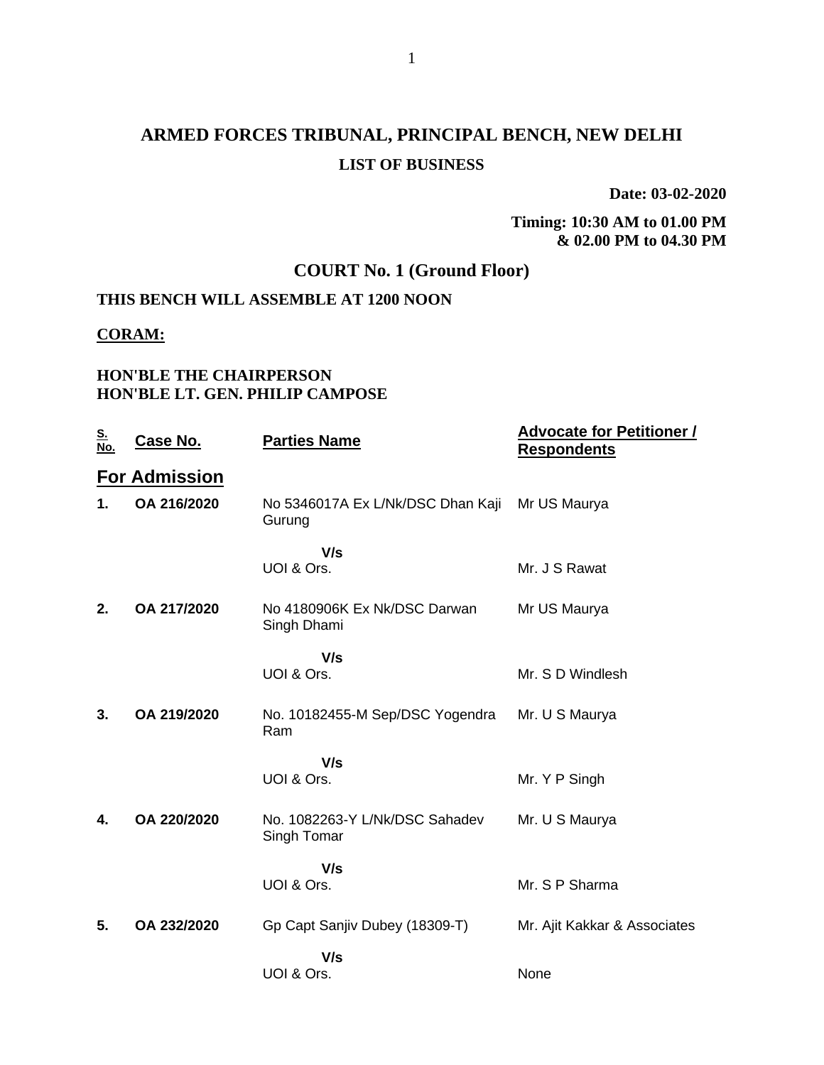# ARMED FORCES TRIBUNAL, PRINCIPAL BENCH, NEW DELHI

## LIST OF BUSINESS

**Date: 03-02-2020**

**Timing: 10:30 AM to 01.00 PM & 02.00 PM to 04.30 PM**

## COURT No. 1 (Ground Floor)

**THIS BENCH WILL ASSEMBLE AT 1200 NOON**

**CORAM:**

**HON'BLE THE CHAIRPERSON**
**HON'BLE LT. GEN. PHILIP CAMPOSE**

| S. No. | Case No. | Parties Name | Advocate for Petitioner / Respondents |
|---|---|---|---|
| | **For Admission** | | |
| **1.** | **OA 216/2020** | No 5346017A Ex L/Nk/DSC Dhan Kaji Gurung | Mr US Maurya |
| | | **V/s** UOI & Ors. | Mr. J S Rawat |
| **2.** | **OA 217/2020** | No 4180906K Ex Nk/DSC Darwan Singh Dhami | Mr US Maurya |
| | | **V/s** UOI & Ors. | Mr. S D Windlesh |
| **3.** | **OA 219/2020** | No. 10182455-M Sep/DSC Yogendra Ram | Mr. U S Maurya |
| | | **V/s** UOI & Ors. | Mr. Y P Singh |
| **4.** | **OA 220/2020** | No. 1082263-Y L/Nk/DSC Sahadev Singh Tomar | Mr. U S Maurya |
| | | **V/s** UOI & Ors. | Mr. S P Sharma |
| **5.** | **OA 232/2020** | Gp Capt Sanjiv Dubey (18309-T) | Mr. Ajit Kakkar & Associates |
| | | **V/s** UOI & Ors. | None |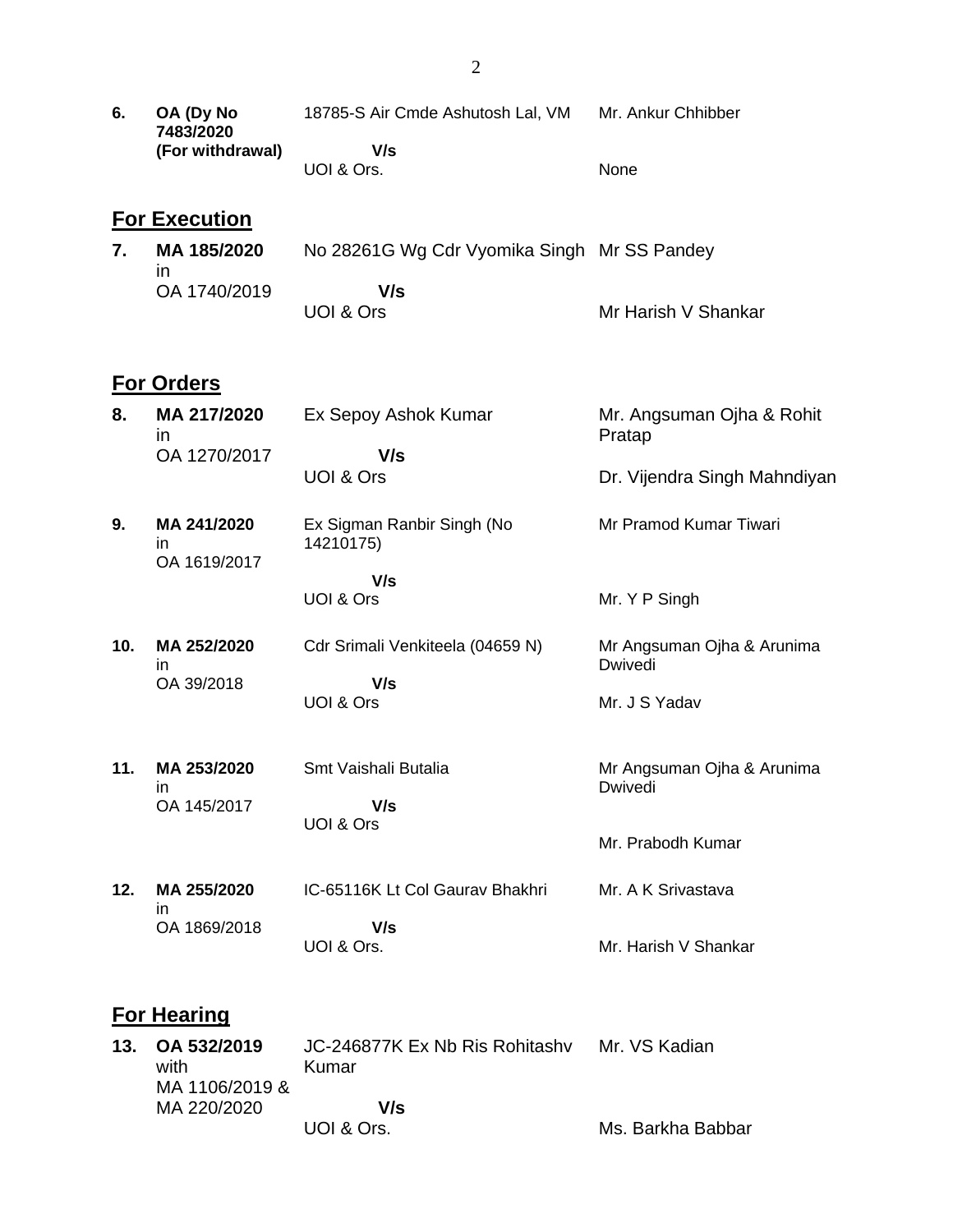| | | | |
|---|---|---|---|
| **6.** | **OA (Dy No 7483/2020 (For withdrawal)** | 18785-S Air Cmde Ashutosh Lal, VM<br>**V/s**<br>UOI & Ors. | Mr. Ankur Chhibber<br><br>None |

## For Execution

| | | | |
|---|---|---|---|
| **7.** | **MA 185/2020** in OA 1740/2019 | No 28261G Wg Cdr Vyomika Singh<br>**V/s**<br>UOI & Ors | Mr SS Pandey<br><br>Mr Harish V Shankar |

## For Orders

| | | | |
|---|---|---|---|
| **8.** | **MA 217/2020** in OA 1270/2017 | Ex Sepoy Ashok Kumar<br>**V/s**<br>UOI & Ors | Mr. Angsuman Ojha & Rohit Pratap<br><br>Dr. Vijendra Singh Mahndiyan |
| **9.** | **MA 241/2020** in OA 1619/2017 | Ex Sigman Ranbir Singh (No 14210175)<br>**V/s**<br>UOI & Ors | Mr Pramod Kumar Tiwari<br><br>Mr. Y P Singh |
| **10.** | **MA 252/2020** in OA 39/2018 | Cdr Srimali Venkiteela (04659 N)<br>**V/s**<br>UOI & Ors | Mr Angsuman Ojha & Arunima Dwivedi<br><br>Mr. J S Yadav |
| **11.** | **MA 253/2020** in OA 145/2017 | Smt Vaishali Butalia<br>**V/s**<br>UOI & Ors | Mr Angsuman Ojha & Arunima Dwivedi<br><br>Mr. Prabodh Kumar |
| **12.** | **MA 255/2020** in OA 1869/2018 | IC-65116K Lt Col Gaurav Bhakhri<br>**V/s**<br>UOI & Ors. | Mr. A K Srivastava<br><br>Mr. Harish V Shankar |

## For Hearing

| | | | |
|---|---|---|---|
| **13.** | **OA 532/2019** with MA 1106/2019 & MA 220/2020 | JC-246877K Ex Nb Ris Rohitashv Kumar<br>**V/s**<br>UOI & Ors. | Mr. VS Kadian<br><br>Ms. Barkha Babbar |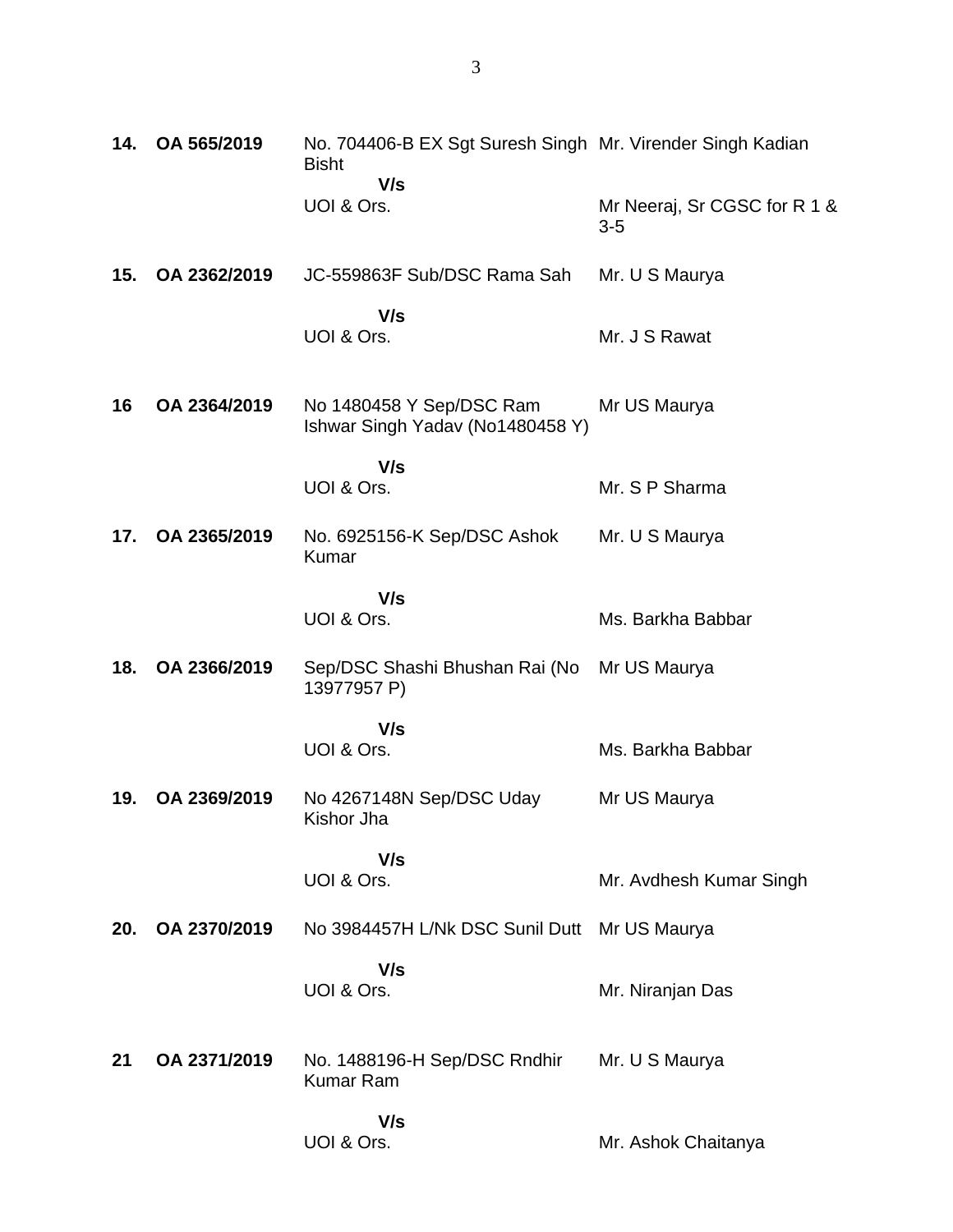| | | | |
|---|---|---|---|
| **14.** | **OA 565/2019** | No. 704406-B EX Sgt Suresh Singh Bisht | Mr. Virender Singh Kadian |
| | | **V/s** | |
| | | UOI & Ors. | Mr Neeraj, Sr CGSC for R 1 & 3-5 |
| **15.** | **OA 2362/2019** | JC-559863F Sub/DSC Rama Sah | Mr. U S Maurya |
| | | **V/s** | |
| | | UOI & Ors. | Mr. J S Rawat |
| **16** | **OA 2364/2019** | No 1480458 Y Sep/DSC Ram Ishwar Singh Yadav (No1480458 Y) | Mr US Maurya |
| | | **V/s** | |
| | | UOI & Ors. | Mr. S P Sharma |
| **17.** | **OA 2365/2019** | No. 6925156-K Sep/DSC Ashok Kumar | Mr. U S Maurya |
| | | **V/s** | |
| | | UOI & Ors. | Ms. Barkha Babbar |
| **18.** | **OA 2366/2019** | Sep/DSC Shashi Bhushan Rai (No 13977957 P) | Mr US Maurya |
| | | **V/s** | |
| | | UOI & Ors. | Ms. Barkha Babbar |
| **19.** | **OA 2369/2019** | No 4267148N Sep/DSC Uday Kishor Jha | Mr US Maurya |
| | | **V/s** | |
| | | UOI & Ors. | Mr. Avdhesh Kumar Singh |
| **20.** | **OA 2370/2019** | No 3984457H L/Nk DSC Sunil Dutt | Mr US Maurya |
| | | **V/s** | |
| | | UOI & Ors. | Mr. Niranjan Das |
| **21** | **OA 2371/2019** | No. 1488196-H Sep/DSC Rndhir Kumar Ram | Mr. U S Maurya |
| | | **V/s** | |
| | | UOI & Ors. | Mr. Ashok Chaitanya |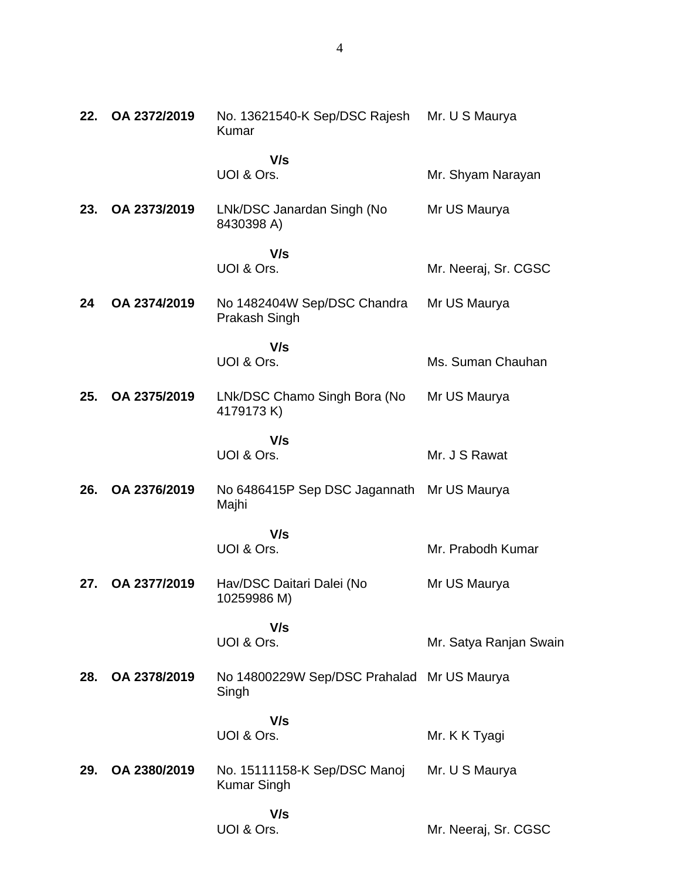| | | | |
|---|---|---|---|
| **22.** | **OA 2372/2019** | No. 13621540-K Sep/DSC Rajesh Kumar | Mr. U S Maurya |
| | | **V/s** | |
| | | UOI & Ors. | Mr. Shyam Narayan |
| **23.** | **OA 2373/2019** | LNk/DSC Janardan Singh (No 8430398 A) | Mr US Maurya |
| | | **V/s** | |
| | | UOI & Ors. | Mr. Neeraj, Sr. CGSC |
| **24** | **OA 2374/2019** | No 1482404W Sep/DSC Chandra Prakash Singh | Mr US Maurya |
| | | **V/s** | |
| | | UOI & Ors. | Ms. Suman Chauhan |
| **25.** | **OA 2375/2019** | LNk/DSC Chamo Singh Bora (No 4179173 K) | Mr US Maurya |
| | | **V/s** | |
| | | UOI & Ors. | Mr. J S Rawat |
| **26.** | **OA 2376/2019** | No 6486415P Sep DSC Jagannath Majhi | Mr US Maurya |
| | | **V/s** | |
| | | UOI & Ors. | Mr. Prabodh Kumar |
| **27.** | **OA 2377/2019** | Hav/DSC Daitari Dalei (No 10259986 M) | Mr US Maurya |
| | | **V/s** | |
| | | UOI & Ors. | Mr. Satya Ranjan Swain |
| **28.** | **OA 2378/2019** | No 14800229W Sep/DSC Prahalad Singh | Mr US Maurya |
| | | **V/s** | |
| | | UOI & Ors. | Mr. K K Tyagi |
| **29.** | **OA 2380/2019** | No. 15111158-K Sep/DSC Manoj Kumar Singh | Mr. U S Maurya |
| | | **V/s** | |
| | | UOI & Ors. | Mr. Neeraj, Sr. CGSC |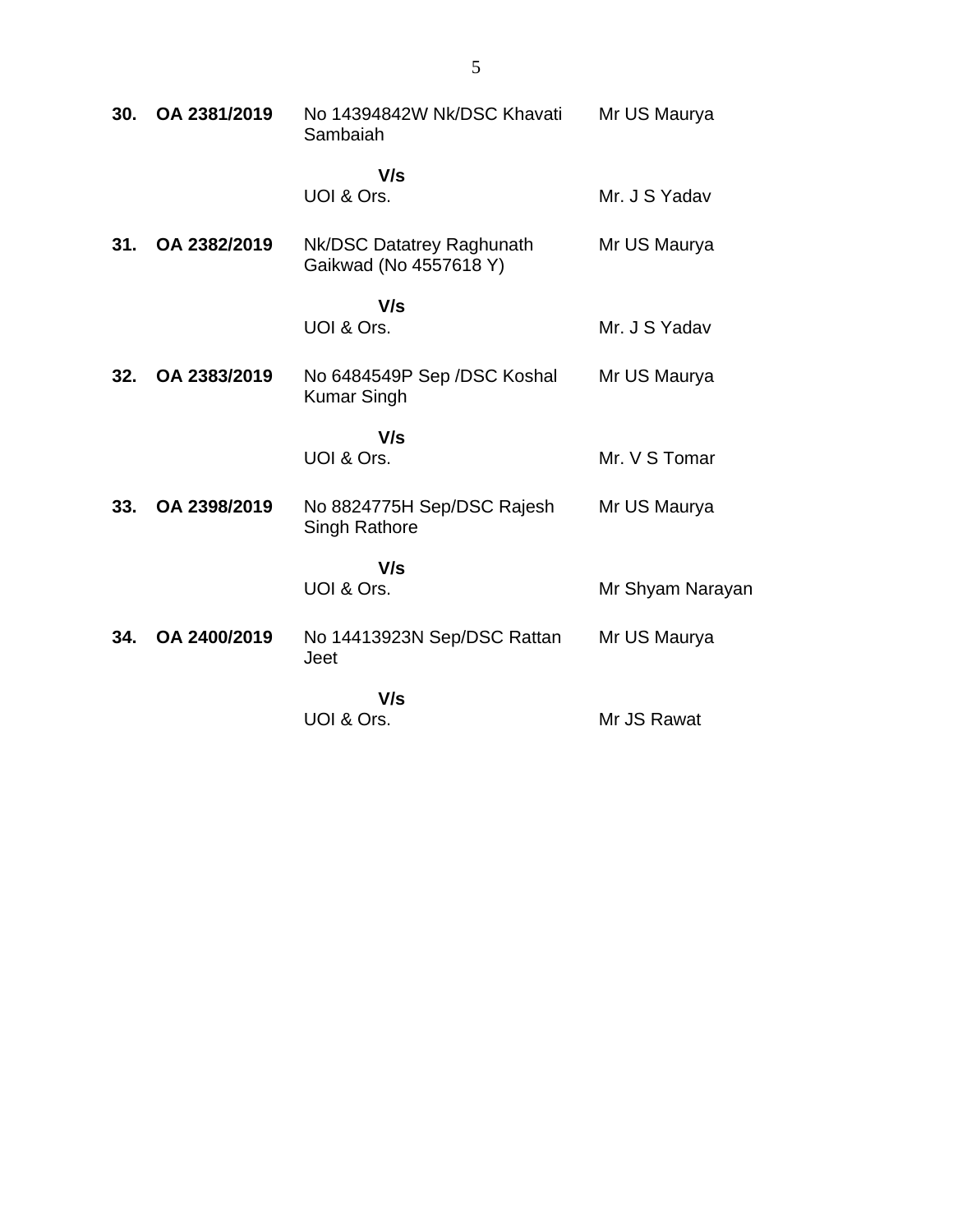| | | | |
|---|---|---|---|
| **30.** | **OA 2381/2019** | No 14394842W Nk/DSC Khavati Sambaiah | Mr US Maurya |
| | | **V/s** | |
| | | UOI & Ors. | Mr. J S Yadav |
| **31.** | **OA 2382/2019** | Nk/DSC Datatrey Raghunath Gaikwad (No 4557618 Y) | Mr US Maurya |
| | | **V/s** | |
| | | UOI & Ors. | Mr. J S Yadav |
| **32.** | **OA 2383/2019** | No 6484549P Sep /DSC Koshal Kumar Singh | Mr US Maurya |
| | | **V/s** | |
| | | UOI & Ors. | Mr. V S Tomar |
| **33.** | **OA 2398/2019** | No 8824775H Sep/DSC Rajesh Singh Rathore | Mr US Maurya |
| | | **V/s** | |
| | | UOI & Ors. | Mr Shyam Narayan |
| **34.** | **OA 2400/2019** | No 14413923N Sep/DSC Rattan Jeet | Mr US Maurya |
| | | **V/s** | |
| | | UOI & Ors. | Mr JS Rawat |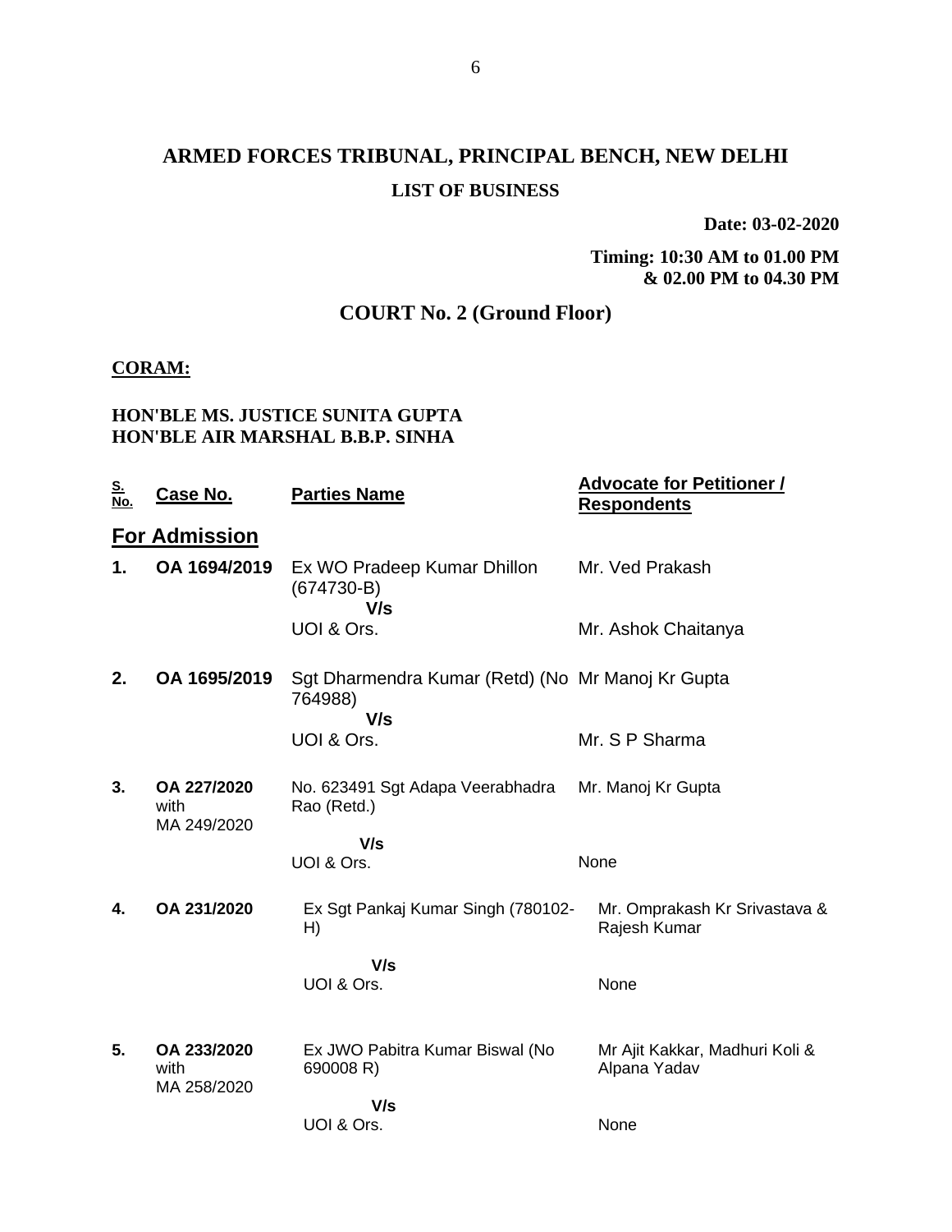# ARMED FORCES TRIBUNAL, PRINCIPAL BENCH, NEW DELHI

## LIST OF BUSINESS

**Date: 03-02-2020**

**Timing: 10:30 AM to 01.00 PM & 02.00 PM to 04.30 PM**

## COURT No. 2 (Ground Floor)

**CORAM:**

**HON'BLE MS. JUSTICE SUNITA GUPTA**
**HON'BLE AIR MARSHAL B.B.P. SINHA**

| S. No. | Case No. | Parties Name | Advocate for Petitioner / Respondents |
|---|---|---|---|
| **For Admission** | | | |
| 1. | OA 1694/2019 | Ex WO Pradeep Kumar Dhillon (674730-B) V/s UOI & Ors. | Mr. Ved Prakash / Mr. Ashok Chaitanya |
| 2. | OA 1695/2019 | Sgt Dharmendra Kumar (Retd) (No 764988) V/s UOI & Ors. | Mr Manoj Kr Gupta / Mr. S P Sharma |
| 3. | OA 227/2020 with MA 249/2020 | No. 623491 Sgt Adapa Veerabhadra Rao (Retd.) V/s UOI & Ors. | Mr. Manoj Kr Gupta / None |
| 4. | OA 231/2020 | Ex Sgt Pankaj Kumar Singh (780102-H) V/s UOI & Ors. | Mr. Omprakash Kr Srivastava & Rajesh Kumar / None |
| 5. | OA 233/2020 with MA 258/2020 | Ex JWO Pabitra Kumar Biswal (No 690008 R) V/s UOI & Ors. | Mr Ajit Kakkar, Madhuri Koli & Alpana Yadav / None |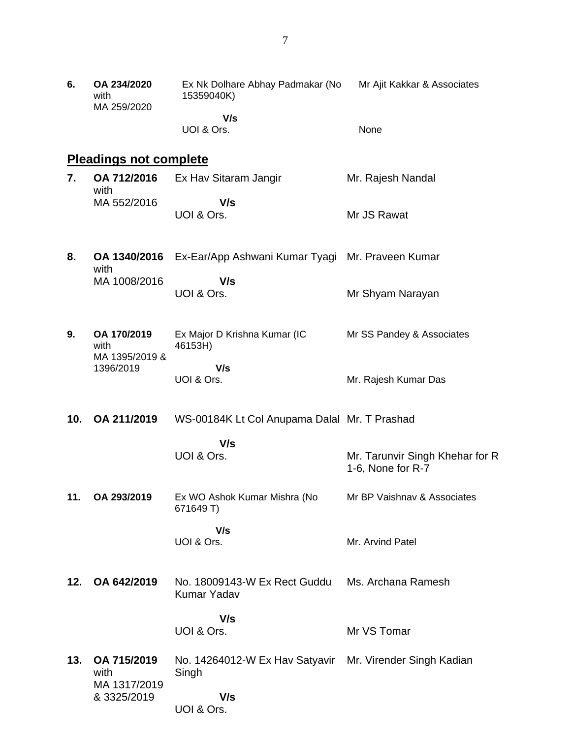| | | | |
|---|---|---|---|
| **6.** | **OA 234/2020** with MA 259/2020 | Ex Nk Dolhare Abhay Padmakar (No 15359040K) **V/s** UOI & Ors. | Mr Ajit Kakkar & Associates<br>None |

## Pleadings not complete

| | | | |
|---|---|---|---|
| **7.** | **OA 712/2016** with MA 552/2016 | Ex Hav Sitaram Jangir **V/s** UOI & Ors. | Mr. Rajesh Nandal<br>Mr JS Rawat |
| **8.** | **OA 1340/2016** with MA 1008/2016 | Ex-Ear/App Ashwani Kumar Tyagi **V/s** UOI & Ors. | Mr. Praveen Kumar<br>Mr Shyam Narayan |
| **9.** | **OA 170/2019** with MA 1395/2019 & 1396/2019 | Ex Major D Krishna Kumar (IC 46153H) **V/s** UOI & Ors. | Mr SS Pandey & Associates<br>Mr. Rajesh Kumar Das |
| **10.** | **OA 211/2019** | WS-00184K Lt Col Anupama Dalal **V/s** UOI & Ors. | Mr. T Prashad<br>Mr. Tarunvir Singh Khehar for R 1-6, None for R-7 |
| **11.** | **OA 293/2019** | Ex WO Ashok Kumar Mishra (No 671649 T) **V/s** UOI & Ors. | Mr BP Vaishnav & Associates<br>Mr. Arvind Patel |
| **12.** | **OA 642/2019** | No. 18009143-W Ex Rect Guddu Kumar Yadav **V/s** UOI & Ors. | Ms. Archana Ramesh<br>Mr VS Tomar |
| **13.** | **OA 715/2019** with MA 1317/2019 & 3325/2019 | No. 14264012-W Ex Hav Satyavir Singh **V/s** UOI & Ors. | Mr. Virender Singh Kadian |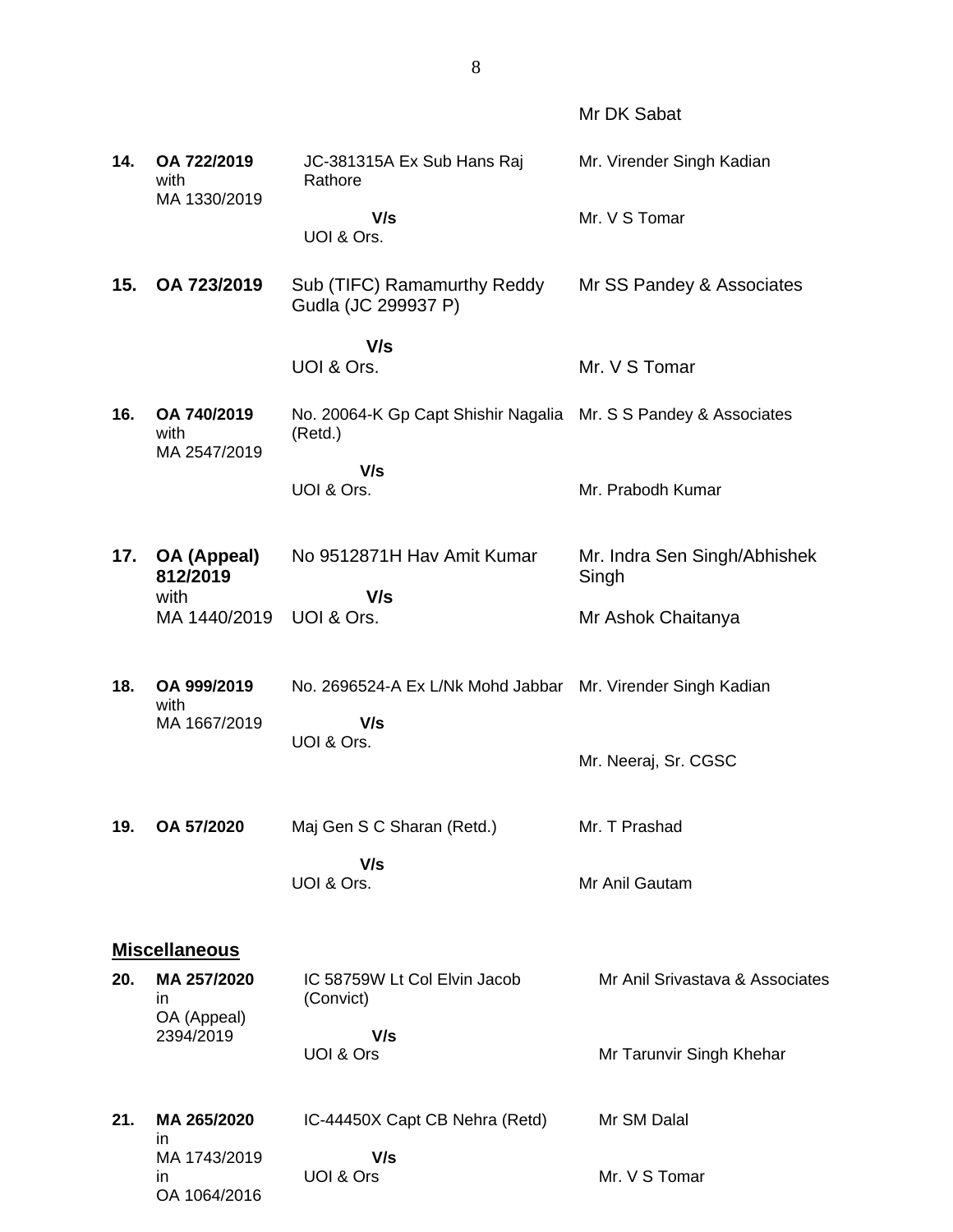| | | | |
|---|---|---|---|
| | | | Mr DK Sabat |
| **14.** | **OA 722/2019** with MA 1330/2019 | JC-381315A Ex Sub Hans Raj Rathore **V/s** UOI & Ors. | Mr. Virender Singh Kadian<br>Mr. V S Tomar |
| **15.** | **OA 723/2019** | Sub (TIFC) Ramamurthy Reddy Gudla (JC 299937 P) **V/s** UOI & Ors. | Mr SS Pandey & Associates<br>Mr. V S Tomar |
| **16.** | **OA 740/2019** with MA 2547/2019 | No. 20064-K Gp Capt Shishir Nagalia (Retd.) **V/s** UOI & Ors. | Mr. S S Pandey & Associates<br>Mr. Prabodh Kumar |
| **17.** | **OA (Appeal) 812/2019** with MA 1440/2019 | No 9512871H Hav Amit Kumar **V/s** UOI & Ors. | Mr. Indra Sen Singh/Abhishek Singh<br>Mr Ashok Chaitanya |
| **18.** | **OA 999/2019** with MA 1667/2019 | No. 2696524-A Ex L/Nk Mohd Jabbar **V/s** UOI & Ors. | Mr. Virender Singh Kadian<br>Mr. Neeraj, Sr. CGSC |
| **19.** | **OA 57/2020** | Maj Gen S C Sharan (Retd.) **V/s** UOI & Ors. | Mr. T Prashad<br>Mr Anil Gautam |

## Miscellaneous

| | | | |
|---|---|---|---|
| **20.** | **MA 257/2020** in OA (Appeal) 2394/2019 | IC 58759W Lt Col Elvin Jacob (Convict) **V/s** UOI & Ors | Mr Anil Srivastava & Associates<br>Mr Tarunvir Singh Khehar |
| **21.** | **MA 265/2020** in MA 1743/2019 in OA 1064/2016 | IC-44450X Capt CB Nehra (Retd) **V/s** UOI & Ors | Mr SM Dalal<br>Mr. V S Tomar |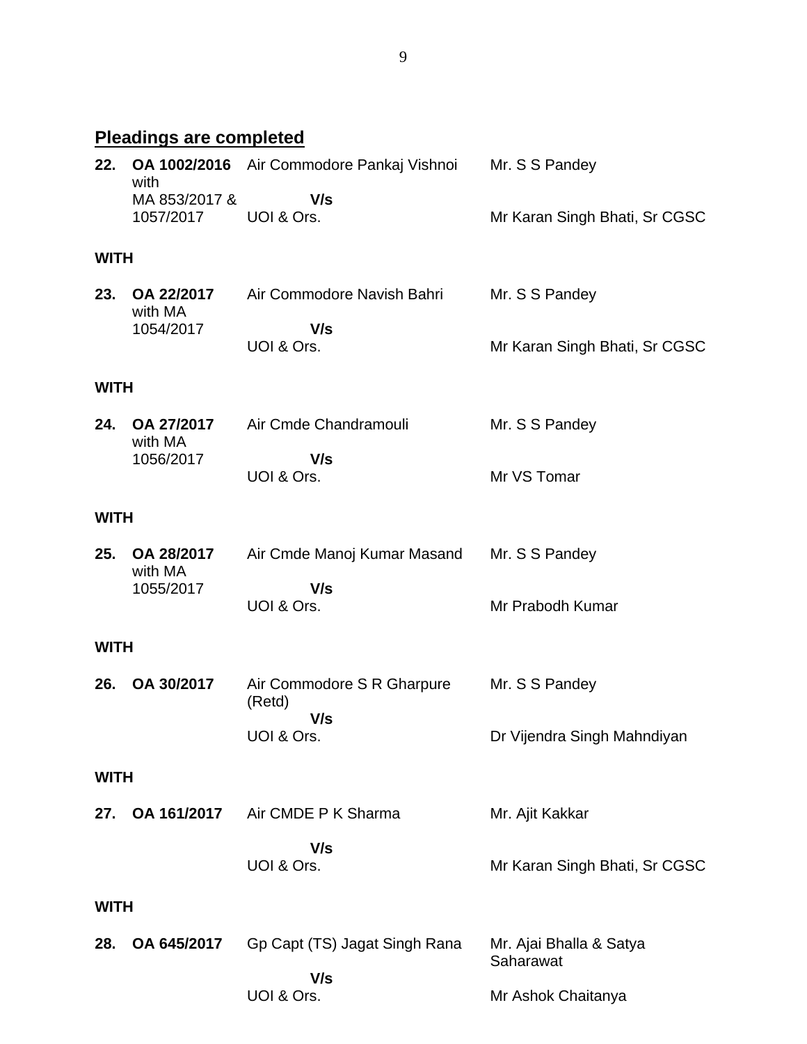## Pleadings are completed

| | | | |
|---|---|---|---|
| **22.** | **OA 1002/2016** with MA 853/2017 & 1057/2017 | Air Commodore Pankaj Vishnoi<br>**V/s**<br>UOI & Ors. | Mr. S S Pandey<br><br>Mr Karan Singh Bhati, Sr CGSC |

**WITH**

| | | | |
|---|---|---|---|
| **23.** | **OA 22/2017** with MA 1054/2017 | Air Commodore Navish Bahri<br>**V/s**<br>UOI & Ors. | Mr. S S Pandey<br><br>Mr Karan Singh Bhati, Sr CGSC |

**WITH**

| | | | |
|---|---|---|---|
| **24.** | **OA 27/2017** with MA 1056/2017 | Air Cmde Chandramouli<br>**V/s**<br>UOI & Ors. | Mr. S S Pandey<br><br>Mr VS Tomar |

**WITH**

| | | | |
|---|---|---|---|
| **25.** | **OA 28/2017** with MA 1055/2017 | Air Cmde Manoj Kumar Masand<br>**V/s**<br>UOI & Ors. | Mr. S S Pandey<br><br>Mr Prabodh Kumar |

**WITH**

| | | | |
|---|---|---|---|
| **26.** | **OA 30/2017** | Air Commodore S R Gharpure (Retd)<br>**V/s**<br>UOI & Ors. | Mr. S S Pandey<br><br>Dr Vijendra Singh Mahndiyan |

**WITH**

| | | | |
|---|---|---|---|
| **27.** | **OA 161/2017** | Air CMDE P K Sharma<br>**V/s**<br>UOI & Ors. | Mr. Ajit Kakkar<br><br>Mr Karan Singh Bhati, Sr CGSC |

**WITH**

| | | | |
|---|---|---|---|
| **28.** | **OA 645/2017** | Gp Capt (TS) Jagat Singh Rana<br>**V/s**<br>UOI & Ors. | Mr. Ajai Bhalla & Satya Saharawat<br><br>Mr Ashok Chaitanya |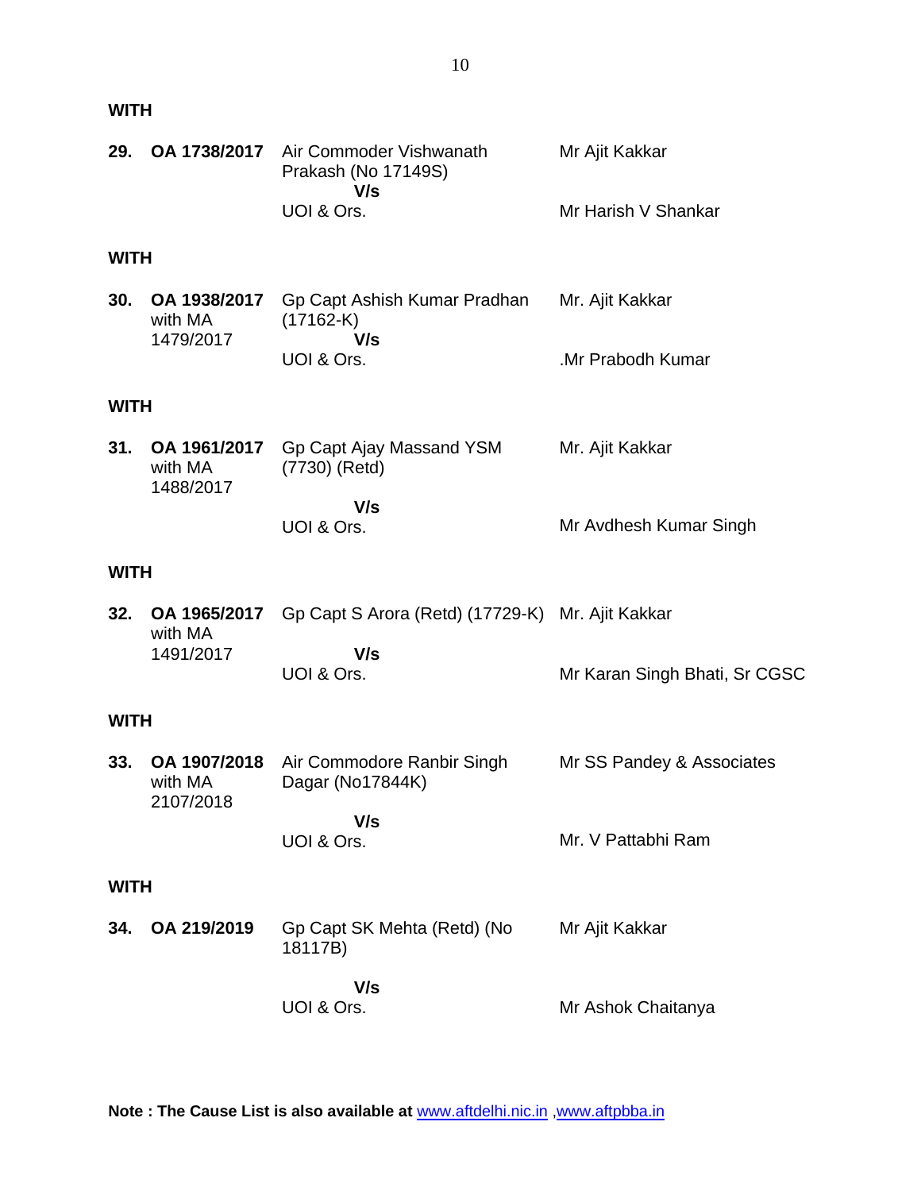**WITH**

| | | | |
|---|---|---|---|
| **29.** | **OA 1738/2017** | Air Commoder Vishwanath Prakash (No 17149S)<br>**V/s**<br>UOI & Ors. | Mr Ajit Kakkar<br><br>Mr Harish V Shankar |

**WITH**

| | | | |
|---|---|---|---|
| **30.** | **OA 1938/2017** with MA 1479/2017 | Gp Capt Ashish Kumar Pradhan (17162-K)<br>**V/s**<br>UOI & Ors. | Mr. Ajit Kakkar<br><br>.Mr Prabodh Kumar |

**WITH**

| | | | |
|---|---|---|---|
| **31.** | **OA 1961/2017** with MA 1488/2017 | Gp Capt Ajay Massand YSM (7730) (Retd)<br>**V/s**<br>UOI & Ors. | Mr. Ajit Kakkar<br><br>Mr Avdhesh Kumar Singh |

**WITH**

| | | | |
|---|---|---|---|
| **32.** | **OA 1965/2017** with MA 1491/2017 | Gp Capt S Arora (Retd) (17729-K)<br>**V/s**<br>UOI & Ors. | Mr. Ajit Kakkar<br><br>Mr Karan Singh Bhati, Sr CGSC |

**WITH**

| | | | |
|---|---|---|---|
| **33.** | **OA 1907/2018** with MA 2107/2018 | Air Commodore Ranbir Singh Dagar (No17844K)<br>**V/s**<br>UOI & Ors. | Mr SS Pandey & Associates<br><br>Mr. V Pattabhi Ram |

**WITH**

| | | | |
|---|---|---|---|
| **34.** | **OA 219/2019** | Gp Capt SK Mehta (Retd) (No 18117B)<br>**V/s**<br>UOI & Ors. | Mr Ajit Kakkar<br><br>Mr Ashok Chaitanya |

**Note : The Cause List is also available at** www.aftdelhi.nic.in ,www.aftpbba.in